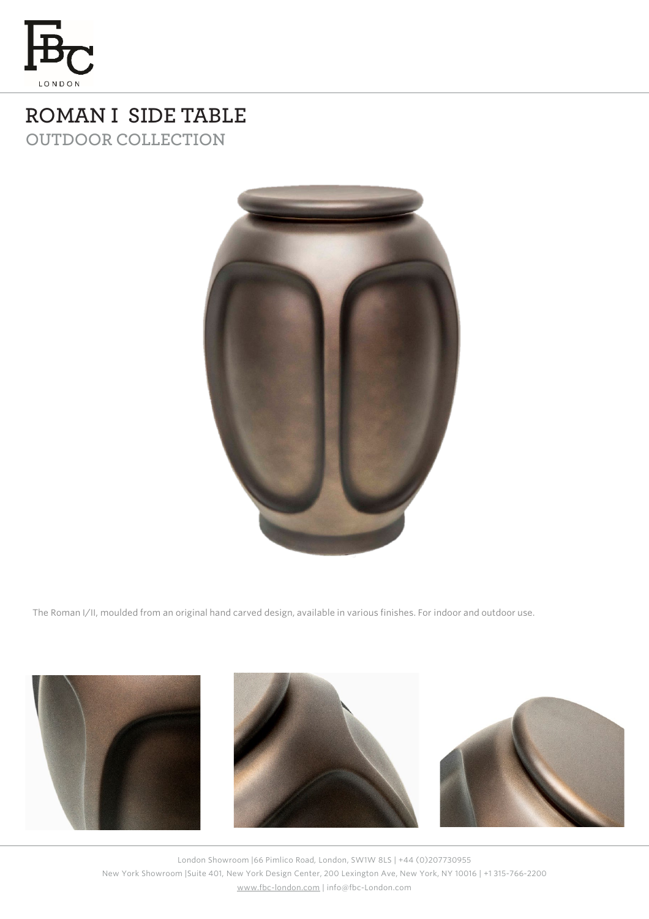FBC LONDON

# ROMAN I SIDE TABLE

## OUTDOOR COLLECTION

The Roman I/II, moulded from an original hand carved design, available in various finishes. For indoor and outdoor use.

London Showroom |66 Pimlico Road, London, SW1W 8LS | +44 (0)207730955
New York Showroom |Suite 401, New York Design Center, 200 Lexington Ave, New York, NY 10016 | +1 315-766-2200
www.fbc-london.com | info@fbc-London.com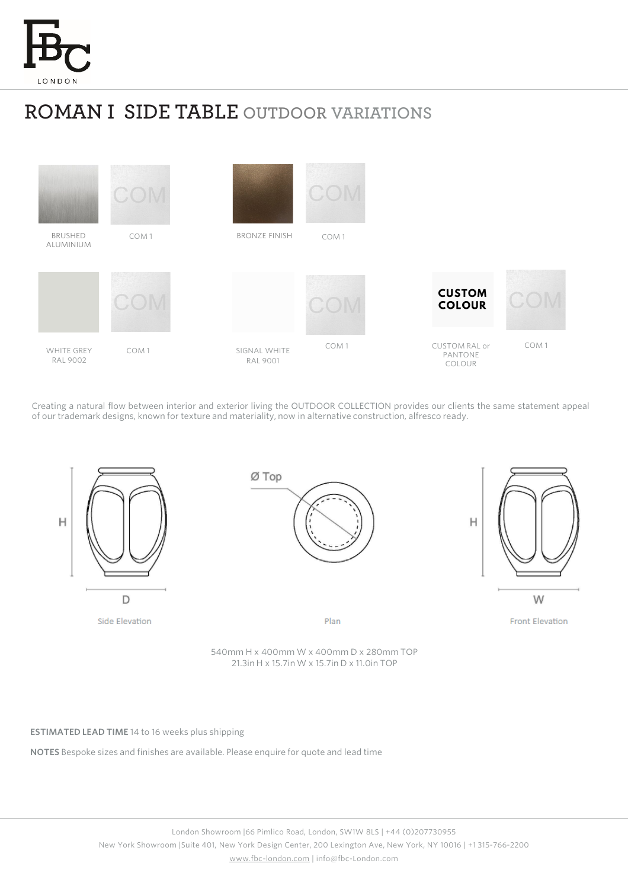# ROMAN I SIDE TABLE OUTDOOR VARIATIONS

BRUSHED ALUMINIUM

COM 1

BRONZE FINISH

COM 1

WHITE GREY RAL 9002

COM 1

SIGNAL WHITE RAL 9001

COM 1

CUSTOM COLOUR

CUSTOM RAL or PANTONE COLOUR

COM 1

Creating a natural flow between interior and exterior living the OUTDOOR COLLECTION provides our clients the same statement appeal of our trademark designs, known for texture and materiality, now in alternative construction, alfresco ready.

H

D

Side Elevation

Ø Top

Plan

H

W

Front Elevation

540mm H x 400mm W x 400mm D x 280mm TOP
21.3in H x 15.7in W x 15.7in D x 11.0in TOP

**ESTIMATED LEAD TIME** 14 to 16 weeks plus shipping

**NOTES** Bespoke sizes and finishes are available. Please enquire for quote and lead time

London Showroom |66 Pimlico Road, London, SW1W 8LS | +44 (0)207730955
New York Showroom |Suite 401, New York Design Center, 200 Lexington Ave, New York, NY 10016 | +1 315-766-2200
www.fbc-london.com | info@fbc-London.com